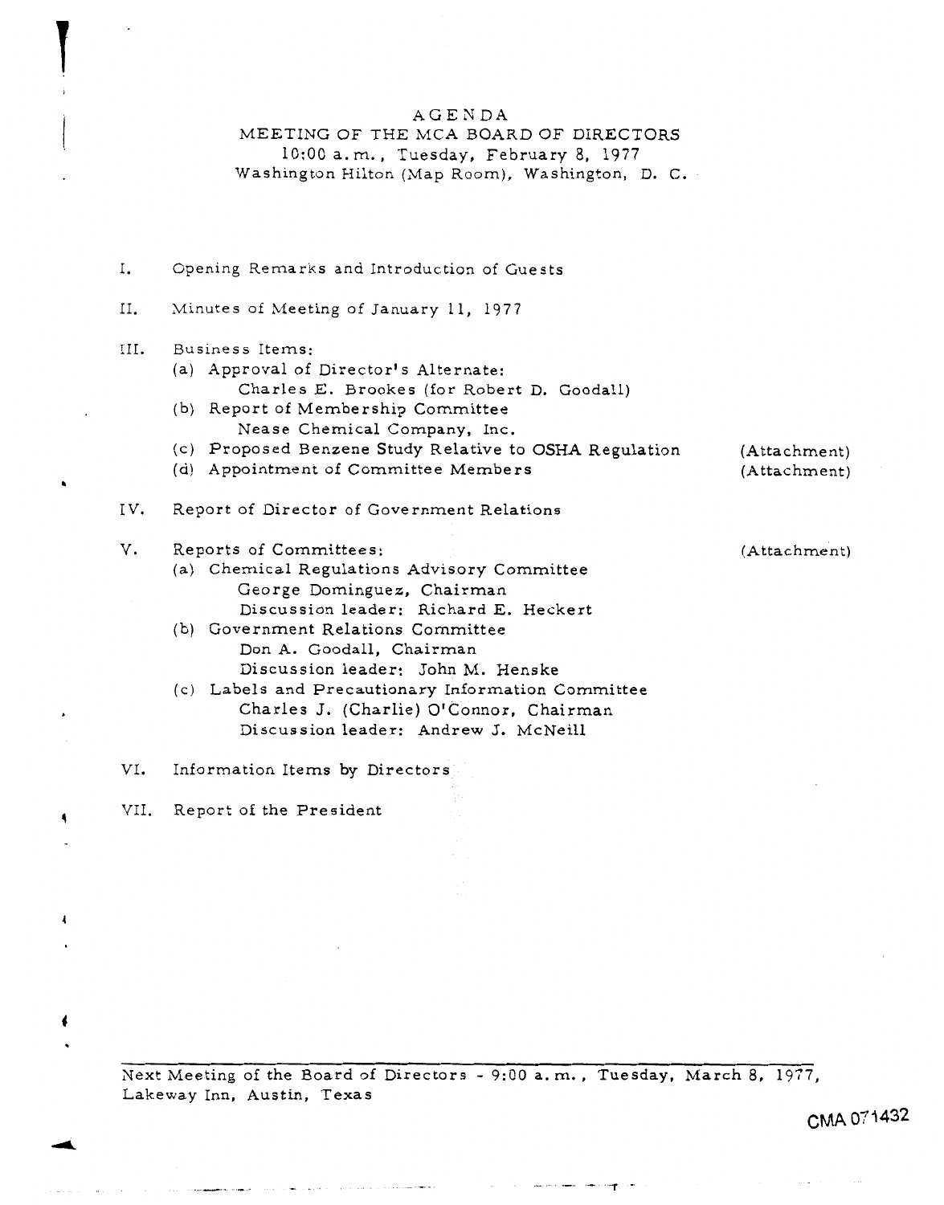# AGENDA

## MEETING OF THE MCA BOARD OF DIRECTORS

10:00 a.m., Tuesday, February 8, 1977

Washington Hilton (Map Room), Washington, D. C.

I. Opening Remarks and Introduction of Guests

II. Minutes of Meeting of January 11, 1977

III. Business Items:
- (a) Approval of Director's Alternate:
  - Charles E. Brookes (for Robert D. Goodall)
- (b) Report of Membership Committee
  - Nease Chemical Company, Inc.
- (c) Proposed Benzene Study Relative to OSHA Regulation (Attachment)
- (d) Appointment of Committee Members (Attachment)

IV. Report of Director of Government Relations

V. Reports of Committees: (Attachment)
- (a) Chemical Regulations Advisory Committee
  - George Dominguez, Chairman
  - Discussion leader: Richard E. Heckert
- (b) Government Relations Committee
  - Don A. Goodall, Chairman
  - Discussion leader: John M. Henske
- (c) Labels and Precautionary Information Committee
  - Charles J. (Charlie) O'Connor, Chairman
  - Discussion leader: Andrew J. McNeill

VI. Information Items by Directors

VII. Report of the President

---

Next Meeting of the Board of Directors - 9:00 a.m., Tuesday, March 8, 1977, Lakeway Inn, Austin, Texas

CMA 071432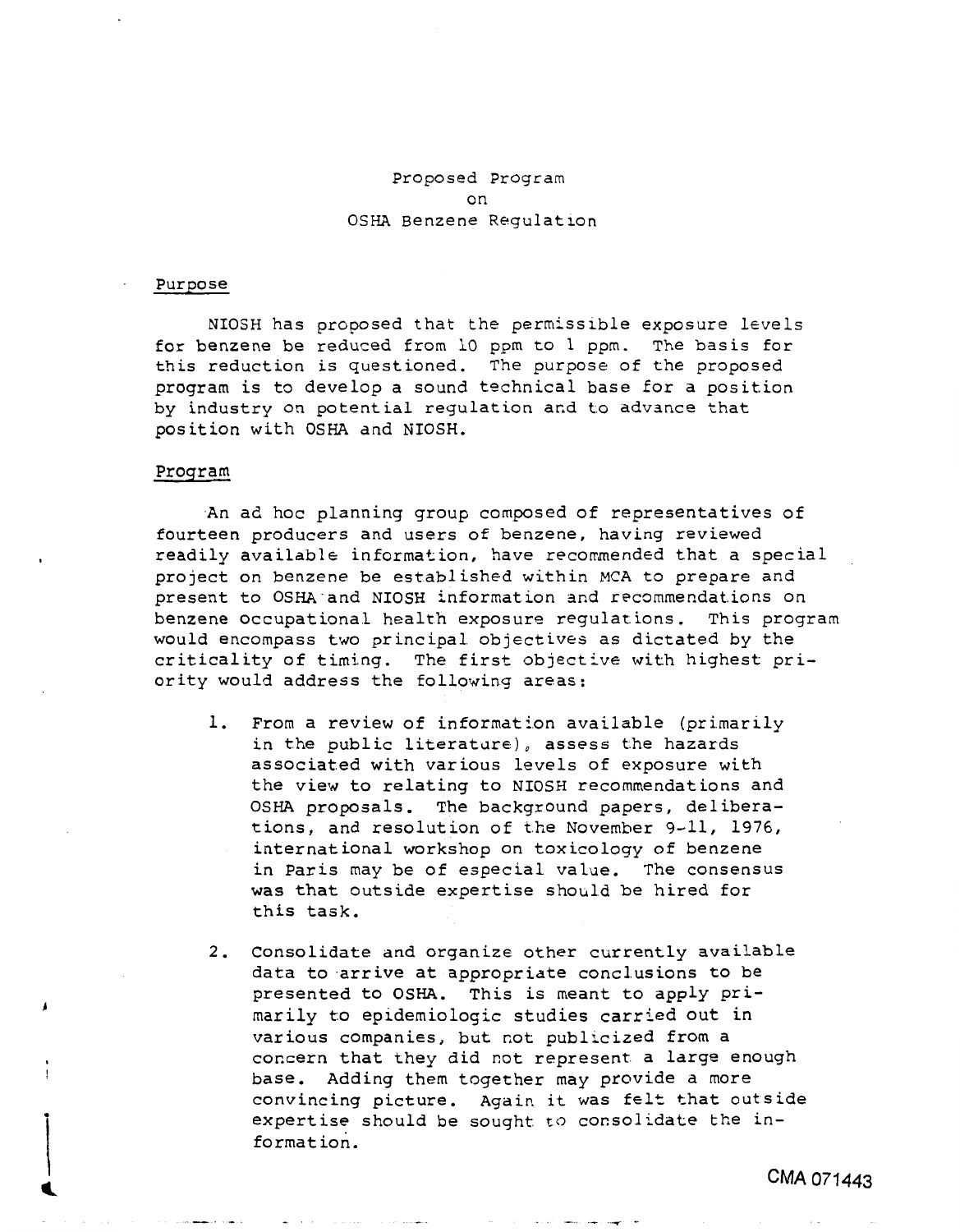# Proposed Program on OSHA Benzene Regulation

## Purpose

NIOSH has proposed that the permissible exposure levels for benzene be reduced from 10 ppm to 1 ppm. The basis for this reduction is questioned. The purpose of the proposed program is to develop a sound technical base for a position by industry on potential regulation and to advance that position with OSHA and NIOSH.

## Program

An ad hoc planning group composed of representatives of fourteen producers and users of benzene, having reviewed readily available information, have recommended that a special project on benzene be established within MCA to prepare and present to OSHA and NIOSH information and recommendations on benzene occupational health exposure regulations. This program would encompass two principal objectives as dictated by the criticality of timing. The first objective with highest priority would address the following areas:

1. From a review of information available (primarily in the public literature), assess the hazards associated with various levels of exposure with the view to relating to NIOSH recommendations and OSHA proposals. The background papers, deliberations, and resolution of the November 9-11, 1976, international workshop on toxicology of benzene in Paris may be of especial value. The consensus was that outside expertise should be hired for this task.

2. Consolidate and organize other currently available data to arrive at appropriate conclusions to be presented to OSHA. This is meant to apply primarily to epidemiologic studies carried out in various companies, but not publicized from a concern that they did not represent a large enough base. Adding them together may provide a more convincing picture. Again it was felt that outside expertise should be sought to consolidate the information.

CMA 071443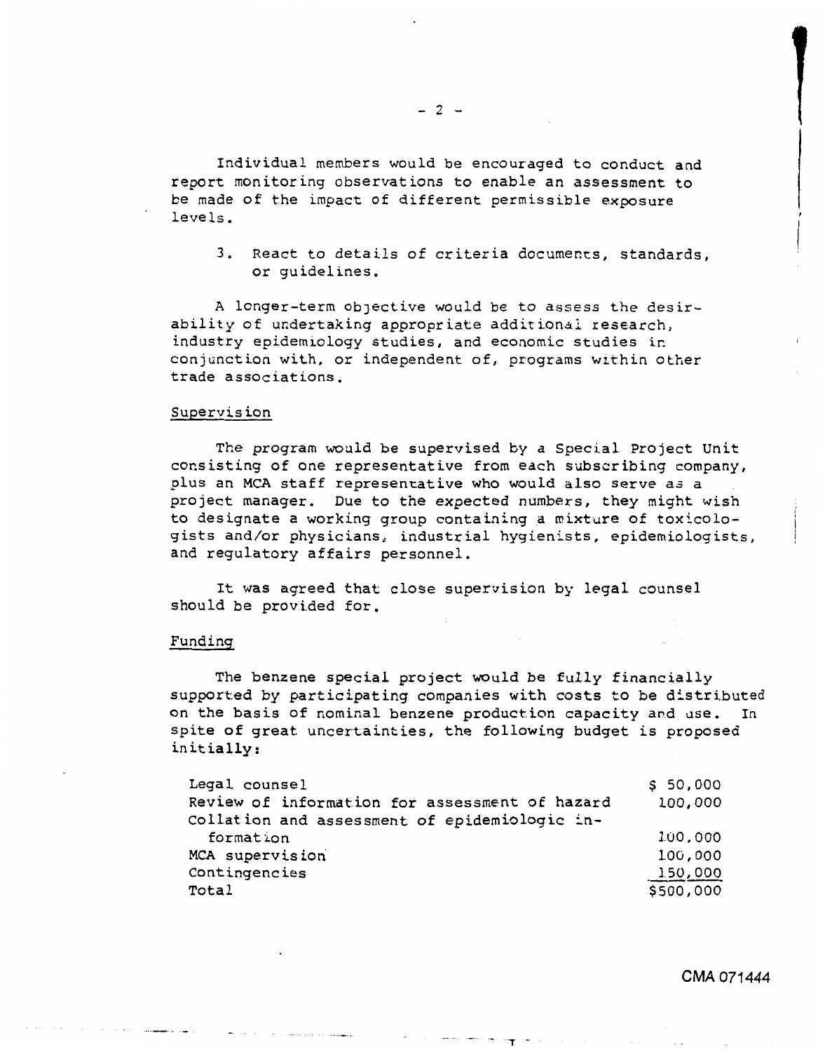Individual members would be encouraged to conduct and report monitoring observations to enable an assessment to be made of the impact of different permissible exposure levels.

3. React to details of criteria documents, standards, or guidelines.

A longer-term objective would be to assess the desirability of undertaking appropriate additional research, industry epidemiology studies, and economic studies in conjunction with, or independent of, programs within other trade associations.

## Supervision

The program would be supervised by a Special Project Unit consisting of one representative from each subscribing company, plus an MCA staff representative who would also serve as a project manager. Due to the expected numbers, they might wish to designate a working group containing a mixture of toxicologists and/or physicians, industrial hygienists, epidemiologists, and regulatory affairs personnel.

It was agreed that close supervision by legal counsel should be provided for.

## Funding

The benzene special project would be fully financially supported by participating companies with costs to be distributed on the basis of nominal benzene production capacity and use. In spite of great uncertainties, the following budget is proposed initially:

| | |
|---|---|
| Legal counsel | $ 50,000 |
| Review of information for assessment of hazard | 100,000 |
| Collation and assessment of epidemiologic information | 100,000 |
| MCA supervision | 100,000 |
| Contingencies | 150,000 |
| Total | $500,000 |

CMA 071444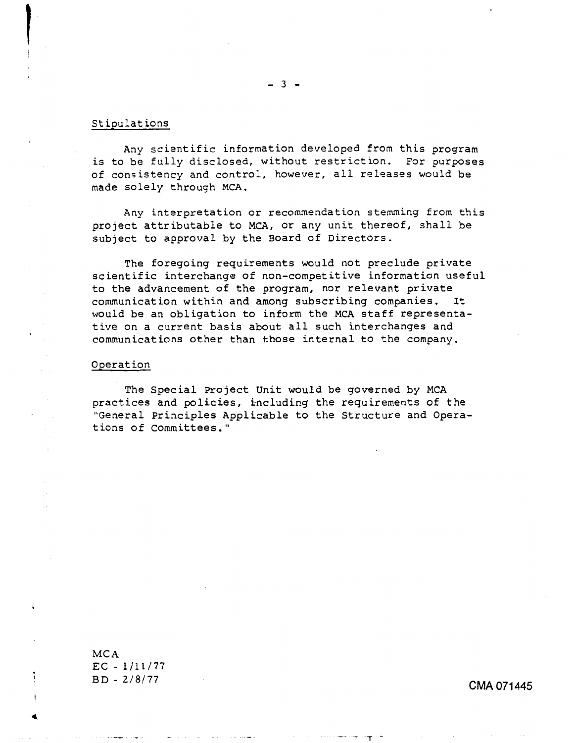## Stipulations

Any scientific information developed from this program is to be fully disclosed, without restriction. For purposes of consistency and control, however, all releases would be made solely through MCA.

Any interpretation or recommendation stemming from this project attributable to MCA, or any unit thereof, shall be subject to approval by the Board of Directors.

The foregoing requirements would not preclude private scientific interchange of non-competitive information useful to the advancement of the program, nor relevant private communication within and among subscribing companies. It would be an obligation to inform the MCA staff representative on a current basis about all such interchanges and communications other than those internal to the company.

## Operation

The Special Project Unit would be governed by MCA practices and policies, including the requirements of the "General Principles Applicable to the Structure and Operations of Committees."

MCA
EC - 1/11/77
BD - 2/8/77

CMA 071445